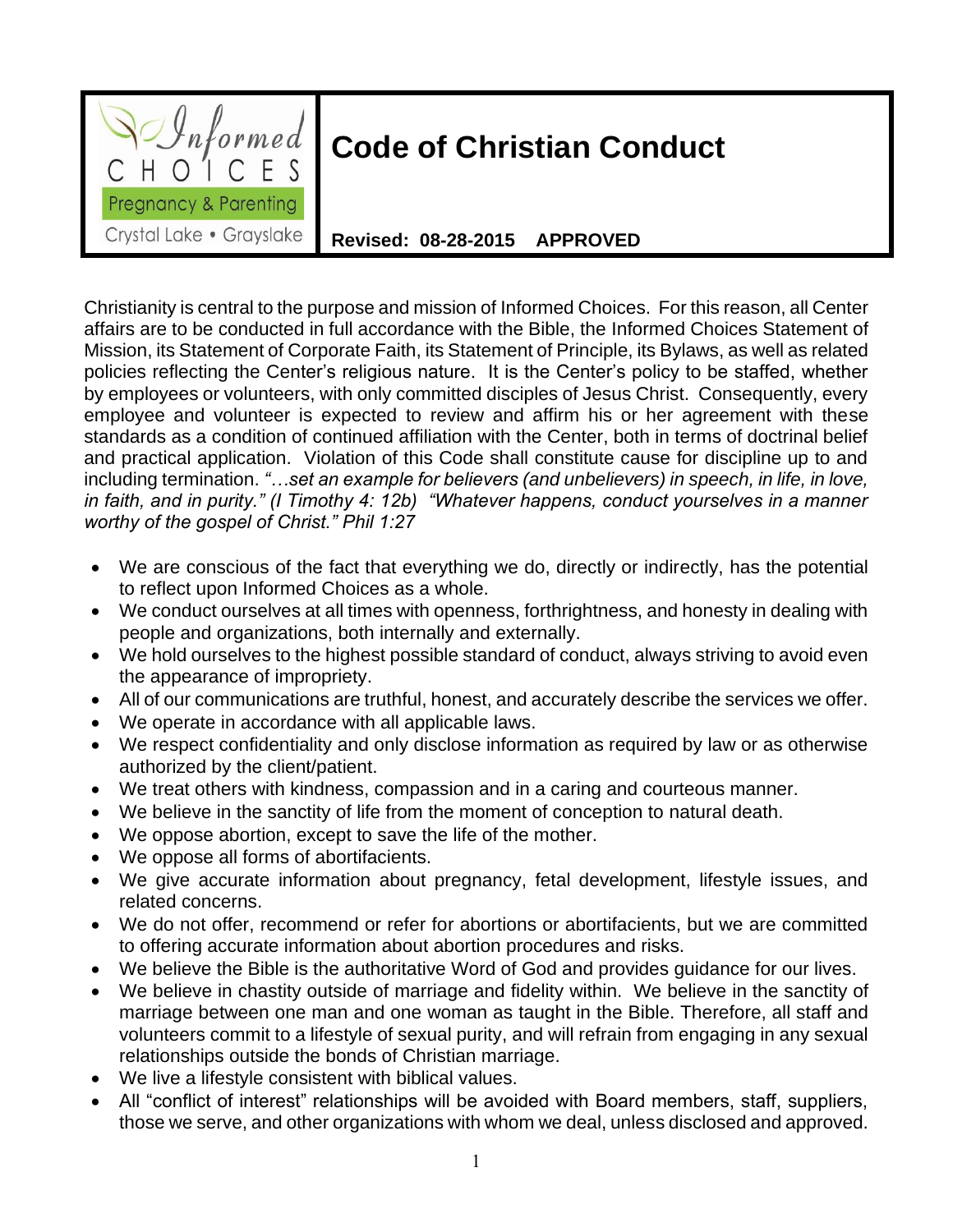Informed CHOICES Pregnancy & Parenting Crystal Lake • Grayslake

# Code of Christian Conduct

**Revised: 08-28-2015 APPROVED**

Christianity is central to the purpose and mission of Informed Choices. For this reason, all Center affairs are to be conducted in full accordance with the Bible, the Informed Choices Statement of Mission, its Statement of Corporate Faith, its Statement of Principle, its Bylaws, as well as related policies reflecting the Center's religious nature. It is the Center's policy to be staffed, whether by employees or volunteers, with only committed disciples of Jesus Christ. Consequently, every employee and volunteer is expected to review and affirm his or her agreement with these standards as a condition of continued affiliation with the Center, both in terms of doctrinal belief and practical application. Violation of this Code shall constitute cause for discipline up to and including termination. *"…set an example for believers (and unbelievers) in speech, in life, in love, in faith, and in purity." (I Timothy 4: 12b) "Whatever happens, conduct yourselves in a manner worthy of the gospel of Christ." Phil 1:27*

- We are conscious of the fact that everything we do, directly or indirectly, has the potential to reflect upon Informed Choices as a whole.
- We conduct ourselves at all times with openness, forthrightness, and honesty in dealing with people and organizations, both internally and externally.
- We hold ourselves to the highest possible standard of conduct, always striving to avoid even the appearance of impropriety.
- All of our communications are truthful, honest, and accurately describe the services we offer.
- We operate in accordance with all applicable laws.
- We respect confidentiality and only disclose information as required by law or as otherwise authorized by the client/patient.
- We treat others with kindness, compassion and in a caring and courteous manner.
- We believe in the sanctity of life from the moment of conception to natural death.
- We oppose abortion, except to save the life of the mother.
- We oppose all forms of abortifacients.
- We give accurate information about pregnancy, fetal development, lifestyle issues, and related concerns.
- We do not offer, recommend or refer for abortions or abortifacients, but we are committed to offering accurate information about abortion procedures and risks.
- We believe the Bible is the authoritative Word of God and provides guidance for our lives.
- We believe in chastity outside of marriage and fidelity within. We believe in the sanctity of marriage between one man and one woman as taught in the Bible. Therefore, all staff and volunteers commit to a lifestyle of sexual purity, and will refrain from engaging in any sexual relationships outside the bonds of Christian marriage.
- We live a lifestyle consistent with biblical values.
- All "conflict of interest" relationships will be avoided with Board members, staff, suppliers, those we serve, and other organizations with whom we deal, unless disclosed and approved.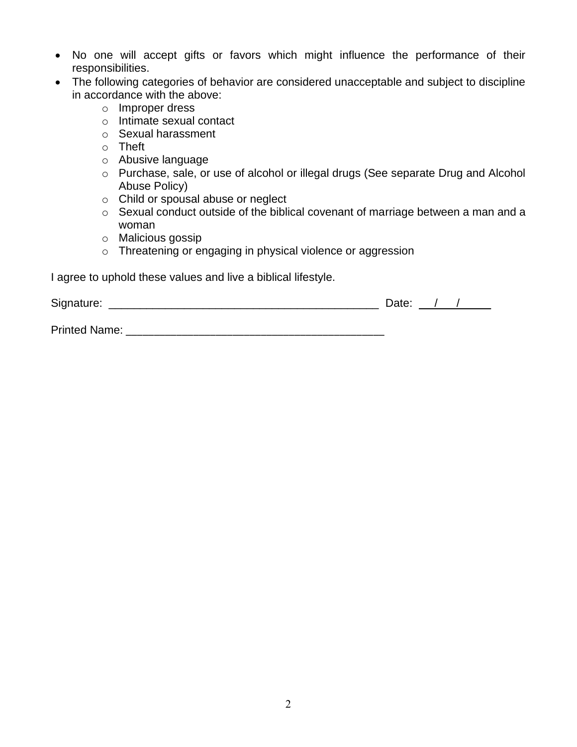- No one will accept gifts or favors which might influence the performance of their responsibilities.
- The following categories of behavior are considered unacceptable and subject to discipline in accordance with the above:
  - Improper dress
  - Intimate sexual contact
  - Sexual harassment
  - Theft
  - Abusive language
  - Purchase, sale, or use of alcohol or illegal drugs (See separate Drug and Alcohol Abuse Policy)
  - Child or spousal abuse or neglect
  - Sexual conduct outside of the biblical covenant of marriage between a man and a woman
  - Malicious gossip
  - Threatening or engaging in physical violence or aggression

I agree to uphold these values and live a biblical lifestyle.

Signature: ____________________________________________ Date: ___/___/_____

Printed Name: __________________________________________